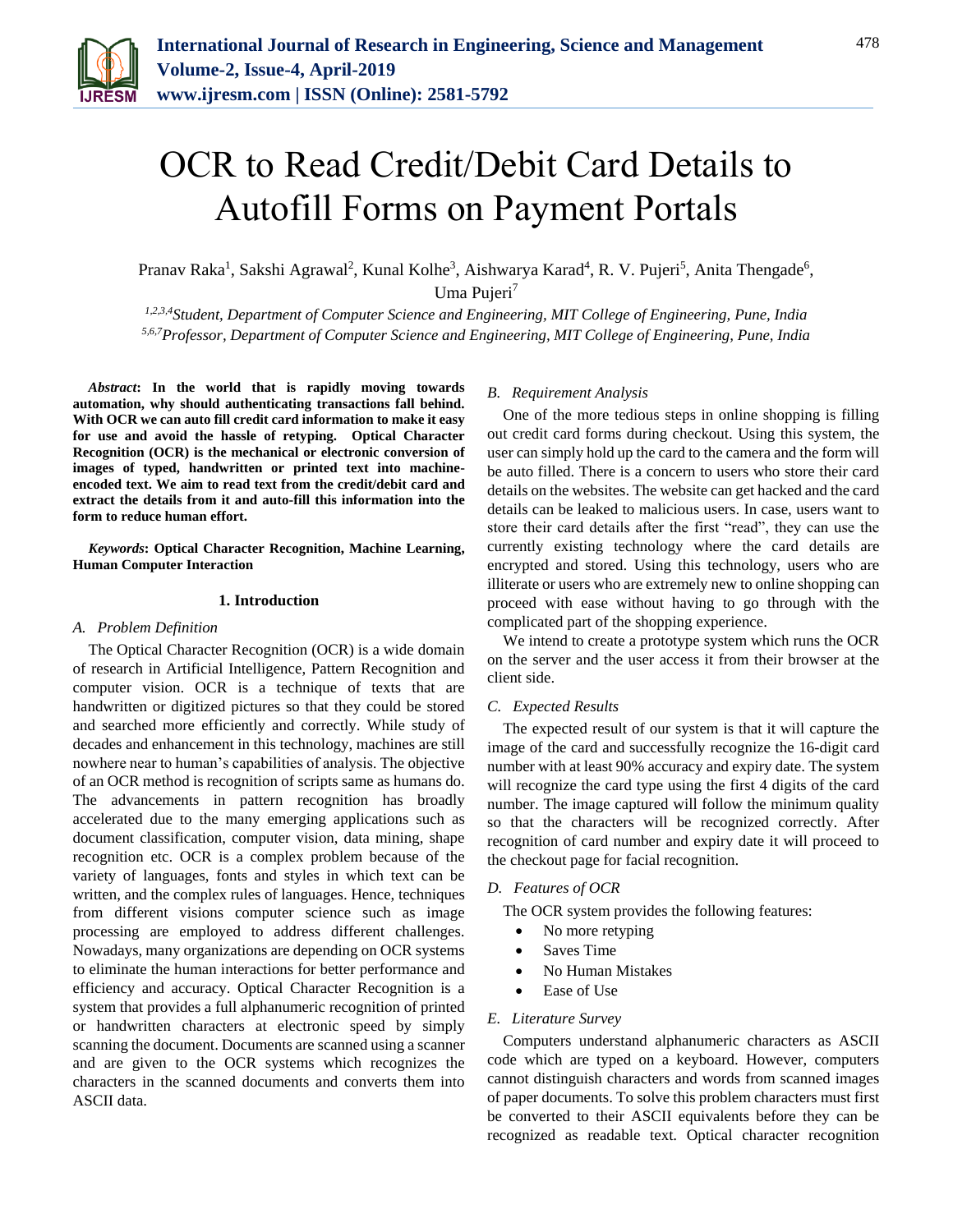# OCR to Read Credit/Debit Card Details to Autofill Forms on Payment Portals

Pranav Raka[1], Sakshi Agrawal[2], Kunal Kolhe[3], Aishwarya Karad[4], R. V. Pujeri[5], Anita Thengade[6], Uma Pujeri[7]

*[1,2,3,4]Student, Department of Computer Science and Engineering, MIT College of Engineering, Pune, India*
*[5,6,7]Professor, Department of Computer Science and Engineering, MIT College of Engineering, Pune, India*

***Abstract*: In the world that is rapidly moving towards automation, why should authenticating transactions fall behind. With OCR we can auto fill credit card information to make it easy for use and avoid the hassle of retyping. Optical Character Recognition (OCR) is the mechanical or electronic conversion of images of typed, handwritten or printed text into machine-encoded text. We aim to read text from the credit/debit card and extract the details from it and auto-fill this information into the form to reduce human effort.**

***Keywords*: Optical Character Recognition, Machine Learning, Human Computer Interaction**

## 1. Introduction

### A. Problem Definition

The Optical Character Recognition (OCR) is a wide domain of research in Artificial Intelligence, Pattern Recognition and computer vision. OCR is a technique of texts that are handwritten or digitized pictures so that they could be stored and searched more efficiently and correctly. While study of decades and enhancement in this technology, machines are still nowhere near to human's capabilities of analysis. The objective of an OCR method is recognition of scripts same as humans do. The advancements in pattern recognition has broadly accelerated due to the many emerging applications such as document classification, computer vision, data mining, shape recognition etc. OCR is a complex problem because of the variety of languages, fonts and styles in which text can be written, and the complex rules of languages. Hence, techniques from different visions computer science such as image processing are employed to address different challenges. Nowadays, many organizations are depending on OCR systems to eliminate the human interactions for better performance and efficiency and accuracy. Optical Character Recognition is a system that provides a full alphanumeric recognition of printed or handwritten characters at electronic speed by simply scanning the document. Documents are scanned using a scanner and are given to the OCR systems which recognizes the characters in the scanned documents and converts them into ASCII data.

### B. Requirement Analysis

One of the more tedious steps in online shopping is filling out credit card forms during checkout. Using this system, the user can simply hold up the card to the camera and the form will be auto filled. There is a concern to users who store their card details on the websites. The website can get hacked and the card details can be leaked to malicious users. In case, users want to store their card details after the first "read", they can use the currently existing technology where the card details are encrypted and stored. Using this technology, users who are illiterate or users who are extremely new to online shopping can proceed with ease without having to go through with the complicated part of the shopping experience.

We intend to create a prototype system which runs the OCR on the server and the user access it from their browser at the client side.

### C. Expected Results

The expected result of our system is that it will capture the image of the card and successfully recognize the 16-digit card number with at least 90% accuracy and expiry date. The system will recognize the card type using the first 4 digits of the card number. The image captured will follow the minimum quality so that the characters will be recognized correctly. After recognition of card number and expiry date it will proceed to the checkout page for facial recognition.

### D. Features of OCR

The OCR system provides the following features:

- No more retyping
- Saves Time
- No Human Mistakes
- Ease of Use

### E. Literature Survey

Computers understand alphanumeric characters as ASCII code which are typed on a keyboard. However, computers cannot distinguish characters and words from scanned images of paper documents. To solve this problem characters must first be converted to their ASCII equivalents before they can be recognized as readable text. Optical character recognition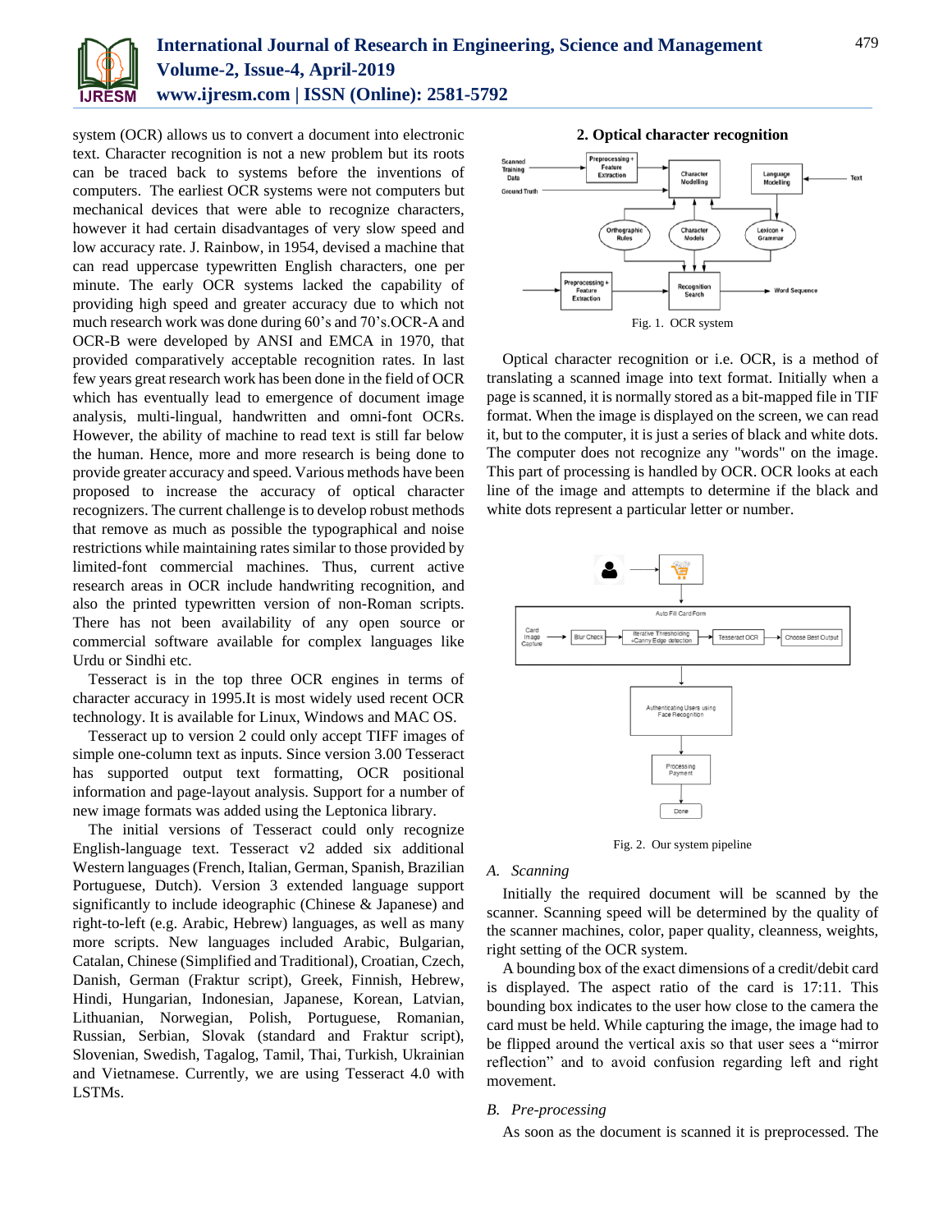system (OCR) allows us to convert a document into electronic text. Character recognition is not a new problem but its roots can be traced back to systems before the inventions of computers. The earliest OCR systems were not computers but mechanical devices that were able to recognize characters, however it had certain disadvantages of very slow speed and low accuracy rate. J. Rainbow, in 1954, devised a machine that can read uppercase typewritten English characters, one per minute. The early OCR systems lacked the capability of providing high speed and greater accuracy due to which not much research work was done during 60's and 70's.OCR-A and OCR-B were developed by ANSI and EMCA in 1970, that provided comparatively acceptable recognition rates. In last few years great research work has been done in the field of OCR which has eventually lead to emergence of document image analysis, multi-lingual, handwritten and omni-font OCRs. However, the ability of machine to read text is still far below the human. Hence, more and more research is being done to provide greater accuracy and speed. Various methods have been proposed to increase the accuracy of optical character recognizers. The current challenge is to develop robust methods that remove as much as possible the typographical and noise restrictions while maintaining rates similar to those provided by limited-font commercial machines. Thus, current active research areas in OCR include handwriting recognition, and also the printed typewritten version of non-Roman scripts. There has not been availability of any open source or commercial software available for complex languages like Urdu or Sindhi etc.

Tesseract is in the top three OCR engines in terms of character accuracy in 1995.It is most widely used recent OCR technology. It is available for Linux, Windows and MAC OS.

Tesseract up to version 2 could only accept TIFF images of simple one-column text as inputs. Since version 3.00 Tesseract has supported output text formatting, OCR positional information and page-layout analysis. Support for a number of new image formats was added using the Leptonica library.

The initial versions of Tesseract could only recognize English-language text. Tesseract v2 added six additional Western languages (French, Italian, German, Spanish, Brazilian Portuguese, Dutch). Version 3 extended language support significantly to include ideographic (Chinese & Japanese) and right-to-left (e.g. Arabic, Hebrew) languages, as well as many more scripts. New languages included Arabic, Bulgarian, Catalan, Chinese (Simplified and Traditional), Croatian, Czech, Danish, German (Fraktur script), Greek, Finnish, Hebrew, Hindi, Hungarian, Indonesian, Japanese, Korean, Latvian, Lithuanian, Norwegian, Polish, Portuguese, Romanian, Russian, Serbian, Slovak (standard and Fraktur script), Slovenian, Swedish, Tagalog, Tamil, Thai, Turkish, Ukrainian and Vietnamese. Currently, we are using Tesseract 4.0 with LSTMs.

## 2. Optical character recognition

Fig. 1. OCR system

Optical character recognition or i.e. OCR, is a method of translating a scanned image into text format. Initially when a page is scanned, it is normally stored as a bit-mapped file in TIF format. When the image is displayed on the screen, we can read it, but to the computer, it is just a series of black and white dots. The computer does not recognize any "words" on the image. This part of processing is handled by OCR. OCR looks at each line of the image and attempts to determine if the black and white dots represent a particular letter or number.

Fig. 2. Our system pipeline

### *A. Scanning*

Initially the required document will be scanned by the scanner. Scanning speed will be determined by the quality of the scanner machines, color, paper quality, cleanness, weights, right setting of the OCR system.

A bounding box of the exact dimensions of a credit/debit card is displayed. The aspect ratio of the card is 17:11. This bounding box indicates to the user how close to the camera the card must be held. While capturing the image, the image had to be flipped around the vertical axis so that user sees a "mirror reflection" and to avoid confusion regarding left and right movement.

### *B. Pre-processing*

As soon as the document is scanned it is preprocessed. The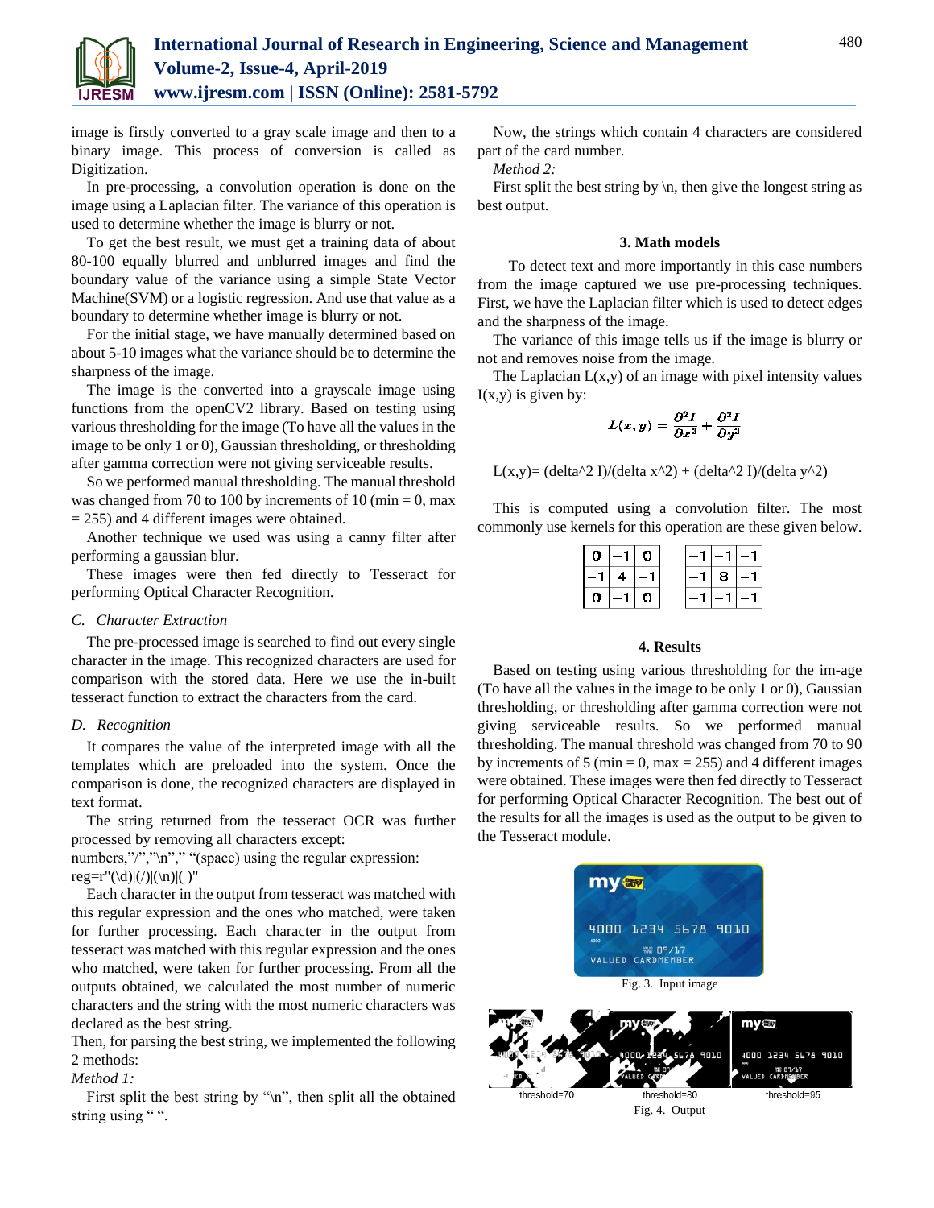image is firstly converted to a gray scale image and then to a binary image. This process of conversion is called as Digitization.

In pre-processing, a convolution operation is done on the image using a Laplacian filter. The variance of this operation is used to determine whether the image is blurry or not.

To get the best result, we must get a training data of about 80-100 equally blurred and unblurred images and find the boundary value of the variance using a simple State Vector Machine(SVM) or a logistic regression. And use that value as a boundary to determine whether image is blurry or not.

For the initial stage, we have manually determined based on about 5-10 images what the variance should be to determine the sharpness of the image.

The image is the converted into a grayscale image using functions from the openCV2 library. Based on testing using various thresholding for the image (To have all the values in the image to be only 1 or 0), Gaussian thresholding, or thresholding after gamma correction were not giving serviceable results.

So we performed manual thresholding. The manual threshold was changed from 70 to 100 by increments of 10 (min = 0, max = 255) and 4 different images were obtained.

Another technique we used was using a canny filter after performing a gaussian blur.

These images were then fed directly to Tesseract for performing Optical Character Recognition.

### *C. Character Extraction*

The pre-processed image is searched to find out every single character in the image. This recognized characters are used for comparison with the stored data. Here we use the in-built tesseract function to extract the characters from the card.

### *D. Recognition*

It compares the value of the interpreted image with all the templates which are preloaded into the system. Once the comparison is done, the recognized characters are displayed in text format.

The string returned from the tesseract OCR was further processed by removing all characters except:

numbers,"/","\n"," "(space) using the regular expression:

reg=r"(\d)|(/)|(\n)|( )"

Each character in the output from tesseract was matched with this regular expression and the ones who matched, were taken for further processing. Each character in the output from tesseract was matched with this regular expression and the ones who matched, were taken for further processing. From all the outputs obtained, we calculated the most number of numeric characters and the string with the most numeric characters was declared as the best string.

Then, for parsing the best string, we implemented the following 2 methods:

*Method 1:*

First split the best string by "\n", then split all the obtained string using " ".

Now, the strings which contain 4 characters are considered part of the card number.

*Method 2:*

First split the best string by \n, then give the longest string as best output.

## 3. Math models

To detect text and more importantly in this case numbers from the image captured we use pre-processing techniques. First, we have the Laplacian filter which is used to detect edges and the sharpness of the image.

The variance of this image tells us if the image is blurry or not and removes noise from the image.

The Laplacian L(x,y) of an image with pixel intensity values I(x,y) is given by:

$$L(x,y) = \frac{\partial^2 I}{\partial x^2} + \frac{\partial^2 I}{\partial y^2}$$

L(x,y)= (delta^2 I)/(delta x^2) + (delta^2 I)/(delta y^2)

This is computed using a convolution filter. The most commonly use kernels for this operation are these given below.

| | | |
|---|---|---|
| 0 | −1 | 0 |
| −1 | 4 | −1 |
| 0 | −1 | 0 |

| | | |
|---|---|---|
| −1 | −1 | −1 |
| −1 | 8 | −1 |
| −1 | −1 | −1 |

## 4. Results

Based on testing using various thresholding for the im-age (To have all the values in the image to be only 1 or 0), Gaussian thresholding, or thresholding after gamma correction were not giving serviceable results. So we performed manual thresholding. The manual threshold was changed from 70 to 90 by increments of 5 (min = 0, max = 255) and 4 different images were obtained. These images were then fed directly to Tesseract for performing Optical Character Recognition. The best out of the results for all the images is used as the output to be given to the Tesseract module.

Fig. 3. Input image

threshold=70 threshold=80 threshold=85

Fig. 4. Output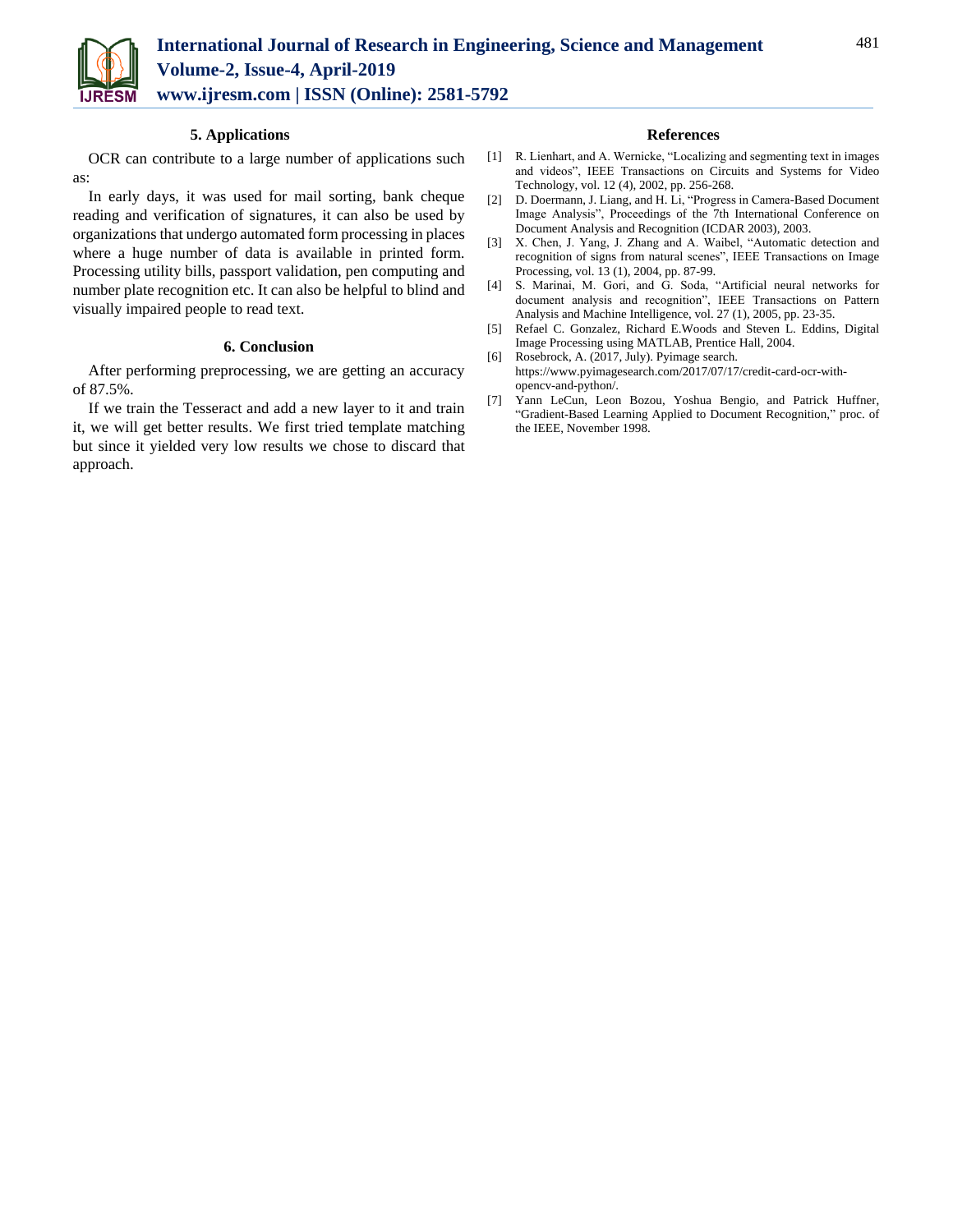## 5. Applications

OCR can contribute to a large number of applications such as:

In early days, it was used for mail sorting, bank cheque reading and verification of signatures, it can also be used by organizations that undergo automated form processing in places where a huge number of data is available in printed form. Processing utility bills, passport validation, pen computing and number plate recognition etc. It can also be helpful to blind and visually impaired people to read text.

## 6. Conclusion

After performing preprocessing, we are getting an accuracy of 87.5%.

If we train the Tesseract and add a new layer to it and train it, we will get better results. We first tried template matching but since it yielded very low results we chose to discard that approach.

## References

[1] R. Lienhart, and A. Wernicke, "Localizing and segmenting text in images and videos", IEEE Transactions on Circuits and Systems for Video Technology, vol. 12 (4), 2002, pp. 256-268.

[2] D. Doermann, J. Liang, and H. Li, "Progress in Camera-Based Document Image Analysis", Proceedings of the 7th International Conference on Document Analysis and Recognition (ICDAR 2003), 2003.

[3] X. Chen, J. Yang, J. Zhang and A. Waibel, "Automatic detection and recognition of signs from natural scenes", IEEE Transactions on Image Processing, vol. 13 (1), 2004, pp. 87-99.

[4] S. Marinai, M. Gori, and G. Soda, "Artificial neural networks for document analysis and recognition", IEEE Transactions on Pattern Analysis and Machine Intelligence, vol. 27 (1), 2005, pp. 23-35.

[5] Refael C. Gonzalez, Richard E.Woods and Steven L. Eddins, Digital Image Processing using MATLAB, Prentice Hall, 2004.

[6] Rosebrock, A. (2017, July). Pyimage search. https://www.pyimagesearch.com/2017/07/17/credit-card-ocr-with-opencv-and-python/.

[7] Yann LeCun, Leon Bozou, Yoshua Bengio, and Patrick Huffner, "Gradient-Based Learning Applied to Document Recognition," proc. of the IEEE, November 1998.